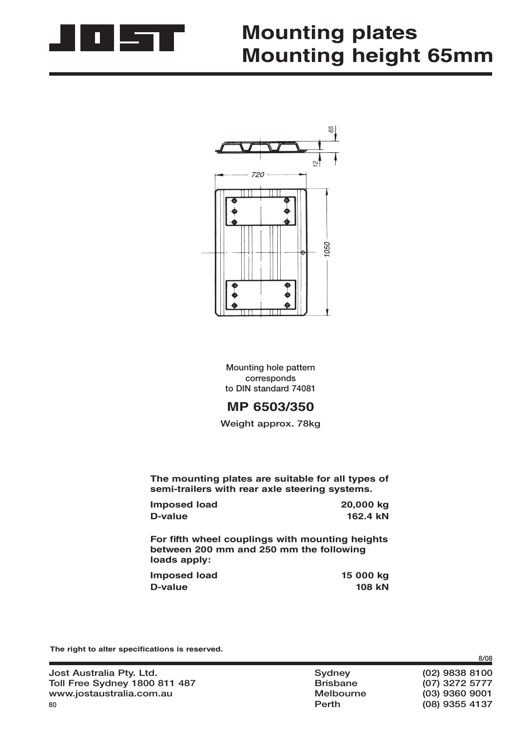# Mounting plates Mounting height 65mm

Mounting hole pattern corresponds to DIN standard 74081

## MP 6503/350

Weight approx. 78kg

**The mounting plates are suitable for all types of semi-trailers with rear axle steering systems.**

| | |
|---|---|
| **Imposed load** | **20,000 kg** |
| **D-value** | **162.4 kN** |

**For fifth wheel couplings with mounting heights between 200 mm and 250 mm the following loads apply:**

| | |
|---|---|
| **Imposed load** | **15 000 kg** |
| **D-value** | **108 kN** |

**The right to alter specifications is reserved.**

8/08

Jost Australia Pty. Ltd.
Toll Free Sydney 1800 811 487
www.jostaustralia.com.au

| | |
|---|---|
| Sydney | (02) 9838 8100 |
| Brisbane | (07) 3272 5777 |
| Melbourne | (03) 9360 9001 |
| Perth | (08) 9355 4137 |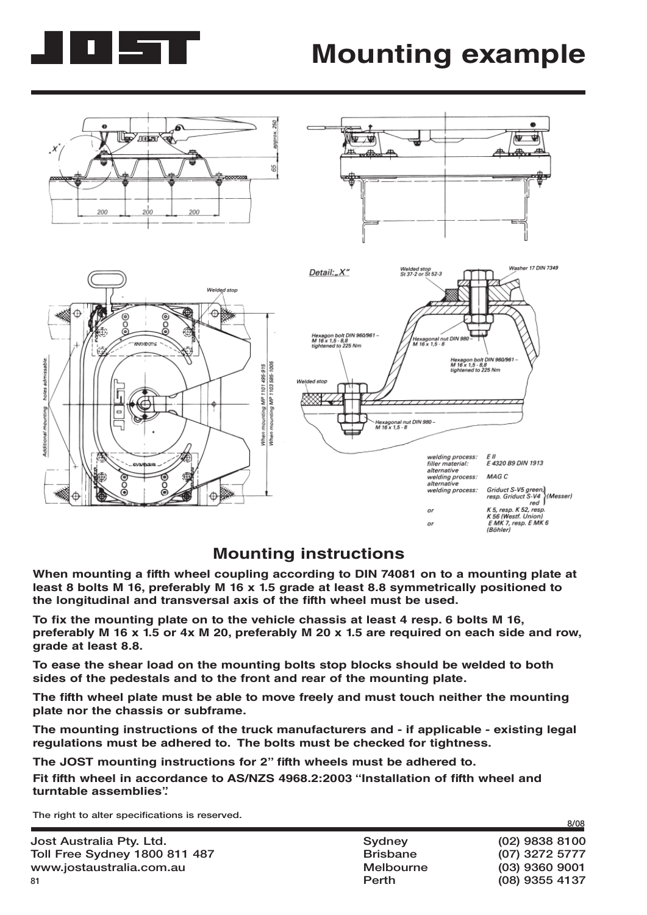# Mounting example

approx. 250

65

200 200 200

"X"

Welded stop

Additional mounting holes admissable

When mounting MP 1101 495-915
When mounting MP 1103 585-1005

Detail: „X"

Welded stop
St 37-2 or St 52-3

Washer 17 DIN 7349

Hexagon bolt DIN 960/961 –
M 16 x 1,5 - 8,8
tightened to 225 Nm

Hexagonal nut DIN 980 –
M 16 x 1,5 - 8

Hexagon bolt DIN 960/961 –
M 16 x 1,5 - 8,8
tightened to 225 Nm

Welded stop

Hexagonal nut DIN 980 –
M 16 x 1,5 - 8

welding process: E II
filler material: E 4320 B9 DIN 1913
alternative
welding process: MAG C
alternative
welding process: Griduct S-V5 green, resp. Griduct S-V4 red (Messer)
or K 5, resp. K 52, resp. K 56 (Westf. Union)
or E MK 7, resp. E MK 6 (Böhler)

## Mounting instructions

**When mounting a fifth wheel coupling according to DIN 74081 on to a mounting plate at least 8 bolts M 16, preferably M 16 x 1.5 grade at least 8.8 symmetrically positioned to the longitudinal and transversal axis of the fifth wheel must be used.**

**To fix the mounting plate on to the vehicle chassis at least 4 resp. 6 bolts M 16, preferably M 16 x 1.5 or 4x M 20, preferably M 20 x 1.5 are required on each side and row, grade at least 8.8.**

**To ease the shear load on the mounting bolts stop blocks should be welded to both sides of the pedestals and to the front and rear of the mounting plate.**

**The fifth wheel plate must be able to move freely and must touch neither the mounting plate nor the chassis or subframe.**

**The mounting instructions of the truck manufacturers and - if applicable - existing legal regulations must be adhered to. The bolts must be checked for tightness.**

**The JOST mounting instructions for 2" fifth wheels must be adhered to.**

**Fit fifth wheel in accordance to AS/NZS 4968.2:2003 "Installation of fifth wheel and turntable assemblies".**

The right to alter specifications is reserved.

8/08

Jost Australia Pty. Ltd.
Toll Free Sydney 1800 811 487
www.jostaustralia.com.au

| | |
|---|---|
| Sydney | (02) 9838 8100 |
| Brisbane | (07) 3272 5777 |
| Melbourne | (03) 9360 9001 |
| Perth | (08) 9355 4137 |